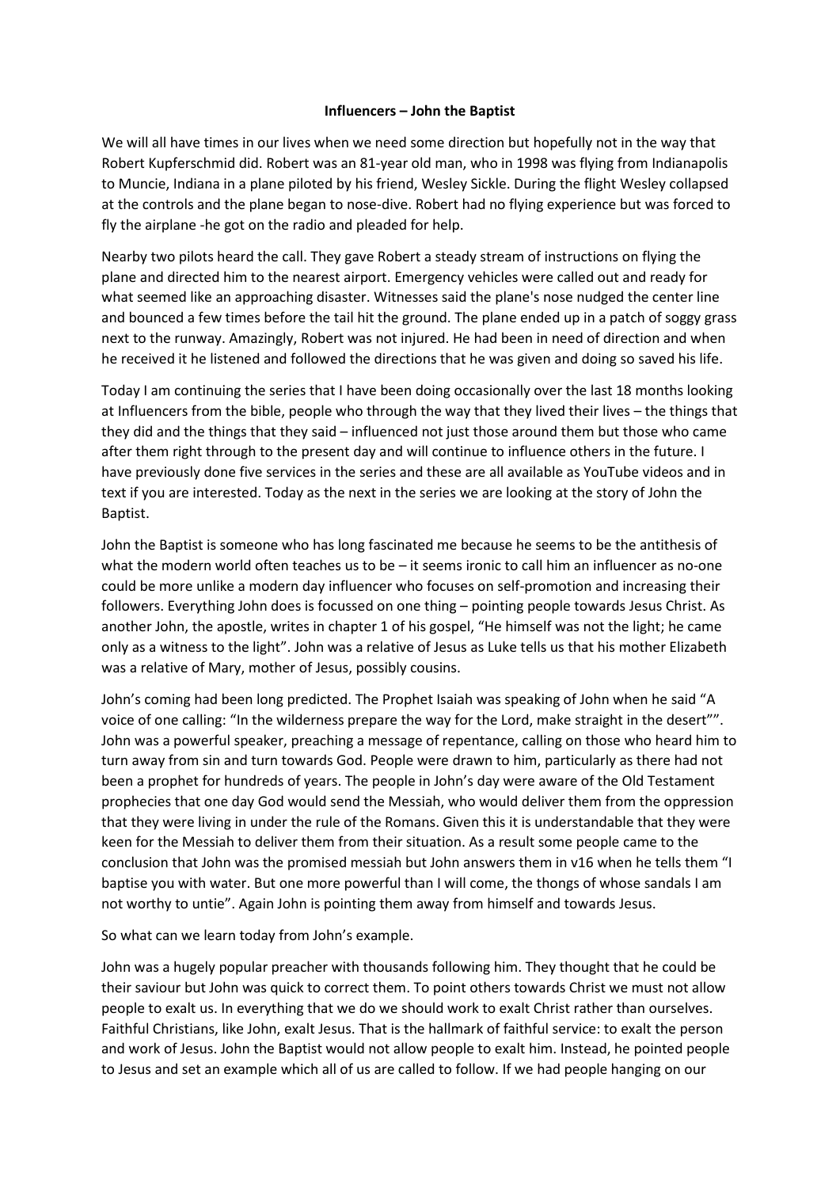**Influencers – John the Baptist**

We will all have times in our lives when we need some direction but hopefully not in the way that Robert Kupferschmid did. Robert was an 81-year old man, who in 1998 was flying from Indianapolis to Muncie, Indiana in a plane piloted by his friend, Wesley Sickle. During the flight Wesley collapsed at the controls and the plane began to nose-dive. Robert had no flying experience but was forced to fly the airplane -he got on the radio and pleaded for help.

Nearby two pilots heard the call. They gave Robert a steady stream of instructions on flying the plane and directed him to the nearest airport. Emergency vehicles were called out and ready for what seemed like an approaching disaster. Witnesses said the plane's nose nudged the center line and bounced a few times before the tail hit the ground. The plane ended up in a patch of soggy grass next to the runway. Amazingly, Robert was not injured. He had been in need of direction and when he received it he listened and followed the directions that he was given and doing so saved his life.

Today I am continuing the series that I have been doing occasionally over the last 18 months looking at Influencers from the bible, people who through the way that they lived their lives – the things that they did and the things that they said – influenced not just those around them but those who came after them right through to the present day and will continue to influence others in the future. I have previously done five services in the series and these are all available as YouTube videos and in text if you are interested. Today as the next in the series we are looking at the story of John the Baptist.

John the Baptist is someone who has long fascinated me because he seems to be the antithesis of what the modern world often teaches us to be – it seems ironic to call him an influencer as no-one could be more unlike a modern day influencer who focuses on self-promotion and increasing their followers. Everything John does is focussed on one thing – pointing people towards Jesus Christ. As another John, the apostle, writes in chapter 1 of his gospel, "He himself was not the light; he came only as a witness to the light". John was a relative of Jesus as Luke tells us that his mother Elizabeth was a relative of Mary, mother of Jesus, possibly cousins.

John's coming had been long predicted. The Prophet Isaiah was speaking of John when he said "A voice of one calling: "In the wilderness prepare the way for the Lord, make straight in the desert"". John was a powerful speaker, preaching a message of repentance, calling on those who heard him to turn away from sin and turn towards God. People were drawn to him, particularly as there had not been a prophet for hundreds of years. The people in John's day were aware of the Old Testament prophecies that one day God would send the Messiah, who would deliver them from the oppression that they were living in under the rule of the Romans. Given this it is understandable that they were keen for the Messiah to deliver them from their situation. As a result some people came to the conclusion that John was the promised messiah but John answers them in v16 when he tells them "I baptise you with water. But one more powerful than I will come, the thongs of whose sandals I am not worthy to untie". Again John is pointing them away from himself and towards Jesus.

So what can we learn today from John's example.

John was a hugely popular preacher with thousands following him. They thought that he could be their saviour but John was quick to correct them. To point others towards Christ we must not allow people to exalt us. In everything that we do we should work to exalt Christ rather than ourselves. Faithful Christians, like John, exalt Jesus. That is the hallmark of faithful service: to exalt the person and work of Jesus. John the Baptist would not allow people to exalt him. Instead, he pointed people to Jesus and set an example which all of us are called to follow. If we had people hanging on our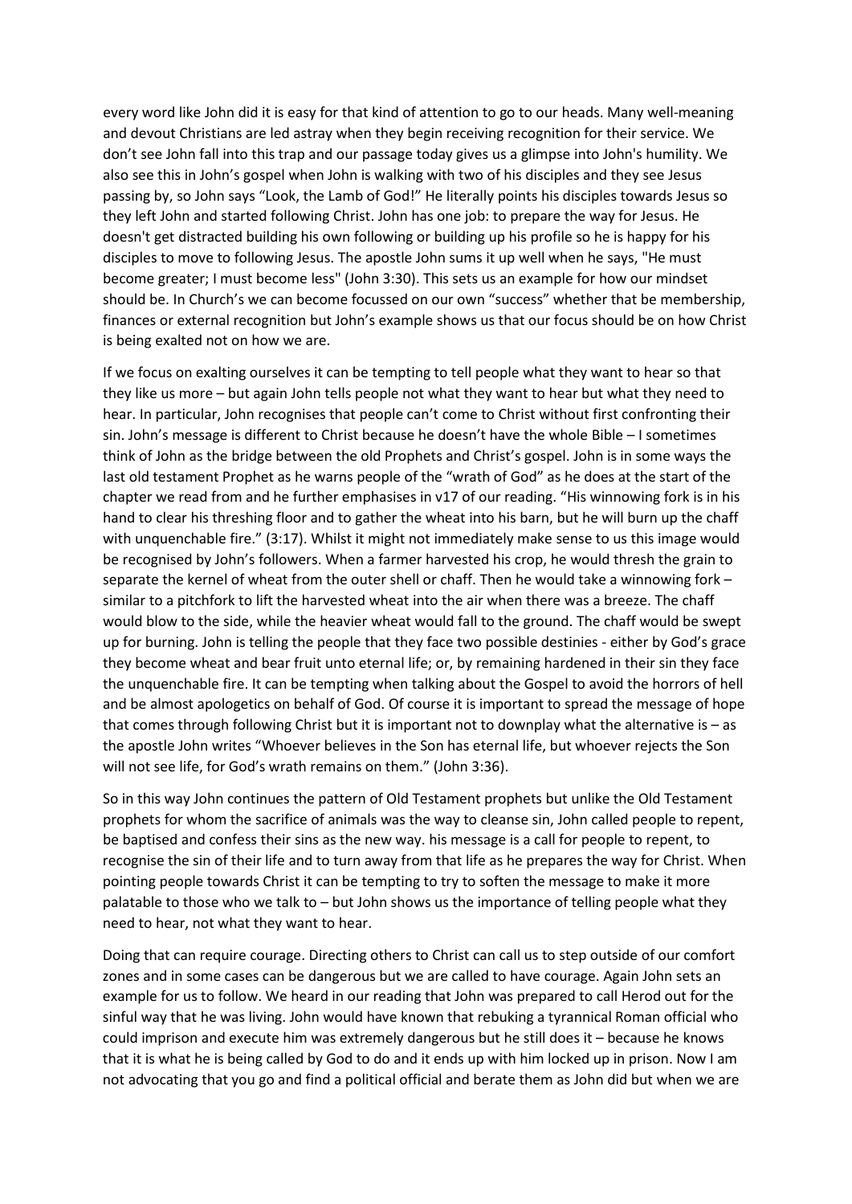every word like John did it is easy for that kind of attention to go to our heads. Many well-meaning and devout Christians are led astray when they begin receiving recognition for their service. We don't see John fall into this trap and our passage today gives us a glimpse into John's humility. We also see this in John's gospel when John is walking with two of his disciples and they see Jesus passing by, so John says "Look, the Lamb of God!" He literally points his disciples towards Jesus so they left John and started following Christ. John has one job: to prepare the way for Jesus. He doesn't get distracted building his own following or building up his profile so he is happy for his disciples to move to following Jesus. The apostle John sums it up well when he says, "He must become greater; I must become less" (John 3:30). This sets us an example for how our mindset should be. In Church's we can become focussed on our own "success" whether that be membership, finances or external recognition but John's example shows us that our focus should be on how Christ is being exalted not on how we are.

If we focus on exalting ourselves it can be tempting to tell people what they want to hear so that they like us more – but again John tells people not what they want to hear but what they need to hear. In particular, John recognises that people can't come to Christ without first confronting their sin. John's message is different to Christ because he doesn't have the whole Bible – I sometimes think of John as the bridge between the old Prophets and Christ's gospel. John is in some ways the last old testament Prophet as he warns people of the "wrath of God" as he does at the start of the chapter we read from and he further emphasises in v17 of our reading. "His winnowing fork is in his hand to clear his threshing floor and to gather the wheat into his barn, but he will burn up the chaff with unquenchable fire." (3:17). Whilst it might not immediately make sense to us this image would be recognised by John's followers. When a farmer harvested his crop, he would thresh the grain to separate the kernel of wheat from the outer shell or chaff. Then he would take a winnowing fork – similar to a pitchfork to lift the harvested wheat into the air when there was a breeze. The chaff would blow to the side, while the heavier wheat would fall to the ground. The chaff would be swept up for burning. John is telling the people that they face two possible destinies - either by God's grace they become wheat and bear fruit unto eternal life; or, by remaining hardened in their sin they face the unquenchable fire. It can be tempting when talking about the Gospel to avoid the horrors of hell and be almost apologetics on behalf of God. Of course it is important to spread the message of hope that comes through following Christ but it is important not to downplay what the alternative is – as the apostle John writes "Whoever believes in the Son has eternal life, but whoever rejects the Son will not see life, for God's wrath remains on them." (John 3:36).

So in this way John continues the pattern of Old Testament prophets but unlike the Old Testament prophets for whom the sacrifice of animals was the way to cleanse sin, John called people to repent, be baptised and confess their sins as the new way. his message is a call for people to repent, to recognise the sin of their life and to turn away from that life as he prepares the way for Christ. When pointing people towards Christ it can be tempting to try to soften the message to make it more palatable to those who we talk to – but John shows us the importance of telling people what they need to hear, not what they want to hear.

Doing that can require courage. Directing others to Christ can call us to step outside of our comfort zones and in some cases can be dangerous but we are called to have courage. Again John sets an example for us to follow. We heard in our reading that John was prepared to call Herod out for the sinful way that he was living. John would have known that rebuking a tyrannical Roman official who could imprison and execute him was extremely dangerous but he still does it – because he knows that it is what he is being called by God to do and it ends up with him locked up in prison. Now I am not advocating that you go and find a political official and berate them as John did but when we are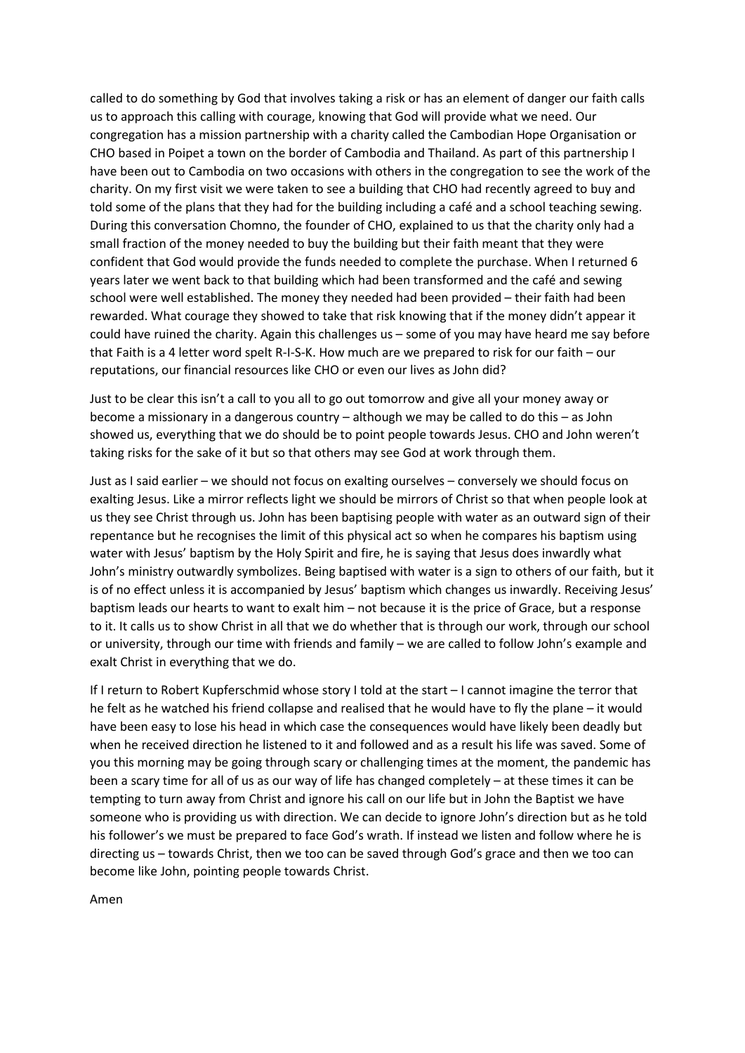called to do something by God that involves taking a risk or has an element of danger our faith calls us to approach this calling with courage, knowing that God will provide what we need. Our congregation has a mission partnership with a charity called the Cambodian Hope Organisation or CHO based in Poipet a town on the border of Cambodia and Thailand. As part of this partnership I have been out to Cambodia on two occasions with others in the congregation to see the work of the charity. On my first visit we were taken to see a building that CHO had recently agreed to buy and told some of the plans that they had for the building including a café and a school teaching sewing. During this conversation Chomno, the founder of CHO, explained to us that the charity only had a small fraction of the money needed to buy the building but their faith meant that they were confident that God would provide the funds needed to complete the purchase. When I returned 6 years later we went back to that building which had been transformed and the café and sewing school were well established. The money they needed had been provided – their faith had been rewarded. What courage they showed to take that risk knowing that if the money didn't appear it could have ruined the charity. Again this challenges us – some of you may have heard me say before that Faith is a 4 letter word spelt R-I-S-K. How much are we prepared to risk for our faith – our reputations, our financial resources like CHO or even our lives as John did?

Just to be clear this isn't a call to you all to go out tomorrow and give all your money away or become a missionary in a dangerous country – although we may be called to do this – as John showed us, everything that we do should be to point people towards Jesus. CHO and John weren't taking risks for the sake of it but so that others may see God at work through them.

Just as I said earlier – we should not focus on exalting ourselves – conversely we should focus on exalting Jesus. Like a mirror reflects light we should be mirrors of Christ so that when people look at us they see Christ through us. John has been baptising people with water as an outward sign of their repentance but he recognises the limit of this physical act so when he compares his baptism using water with Jesus' baptism by the Holy Spirit and fire, he is saying that Jesus does inwardly what John's ministry outwardly symbolizes. Being baptised with water is a sign to others of our faith, but it is of no effect unless it is accompanied by Jesus' baptism which changes us inwardly. Receiving Jesus' baptism leads our hearts to want to exalt him – not because it is the price of Grace, but a response to it. It calls us to show Christ in all that we do whether that is through our work, through our school or university, through our time with friends and family – we are called to follow John's example and exalt Christ in everything that we do.

If I return to Robert Kupferschmid whose story I told at the start – I cannot imagine the terror that he felt as he watched his friend collapse and realised that he would have to fly the plane – it would have been easy to lose his head in which case the consequences would have likely been deadly but when he received direction he listened to it and followed and as a result his life was saved. Some of you this morning may be going through scary or challenging times at the moment, the pandemic has been a scary time for all of us as our way of life has changed completely – at these times it can be tempting to turn away from Christ and ignore his call on our life but in John the Baptist we have someone who is providing us with direction. We can decide to ignore John's direction but as he told his follower's we must be prepared to face God's wrath. If instead we listen and follow where he is directing us – towards Christ, then we too can be saved through God's grace and then we too can become like John, pointing people towards Christ.

Amen